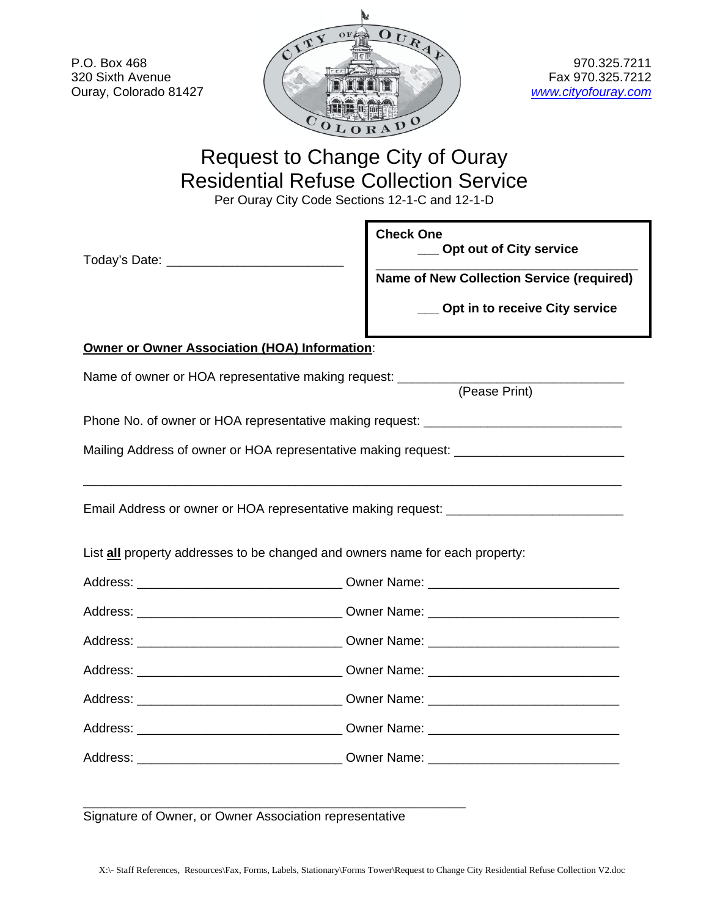P.O. Box 468
320 Sixth Avenue
Ouray, Colorado 81427

970.325.7211
Fax 970.325.7212
www.cityofouray.com

# Request to Change City of Ouray Residential Refuse Collection Service

Per Ouray City Code Sections 12-1-C and 12-1-D

Today's Date: ________________________

**Check One**

**___ Opt out of City service**

____________________________________
**Name of New Collection Service (required)**

**___ Opt in to receive City service**

**Owner or Owner Association (HOA) Information**:

Name of owner or HOA representative making request: ______________________________
(Pease Print)

Phone No. of owner or HOA representative making request: ___________________________

Mailing Address of owner or HOA representative making request: _______________________

______________________________________________________________________________

Email Address or owner or HOA representative making request: ________________________

List **all** property addresses to be changed and owners name for each property:

Address: ____________________________ Owner Name: __________________________

Address: ____________________________ Owner Name: __________________________

Address: ____________________________ Owner Name: __________________________

Address: ____________________________ Owner Name: __________________________

Address: ____________________________ Owner Name: __________________________

Address: ____________________________ Owner Name: __________________________

Address: ____________________________ Owner Name: __________________________

____________________________________________________
Signature of Owner, or Owner Association representative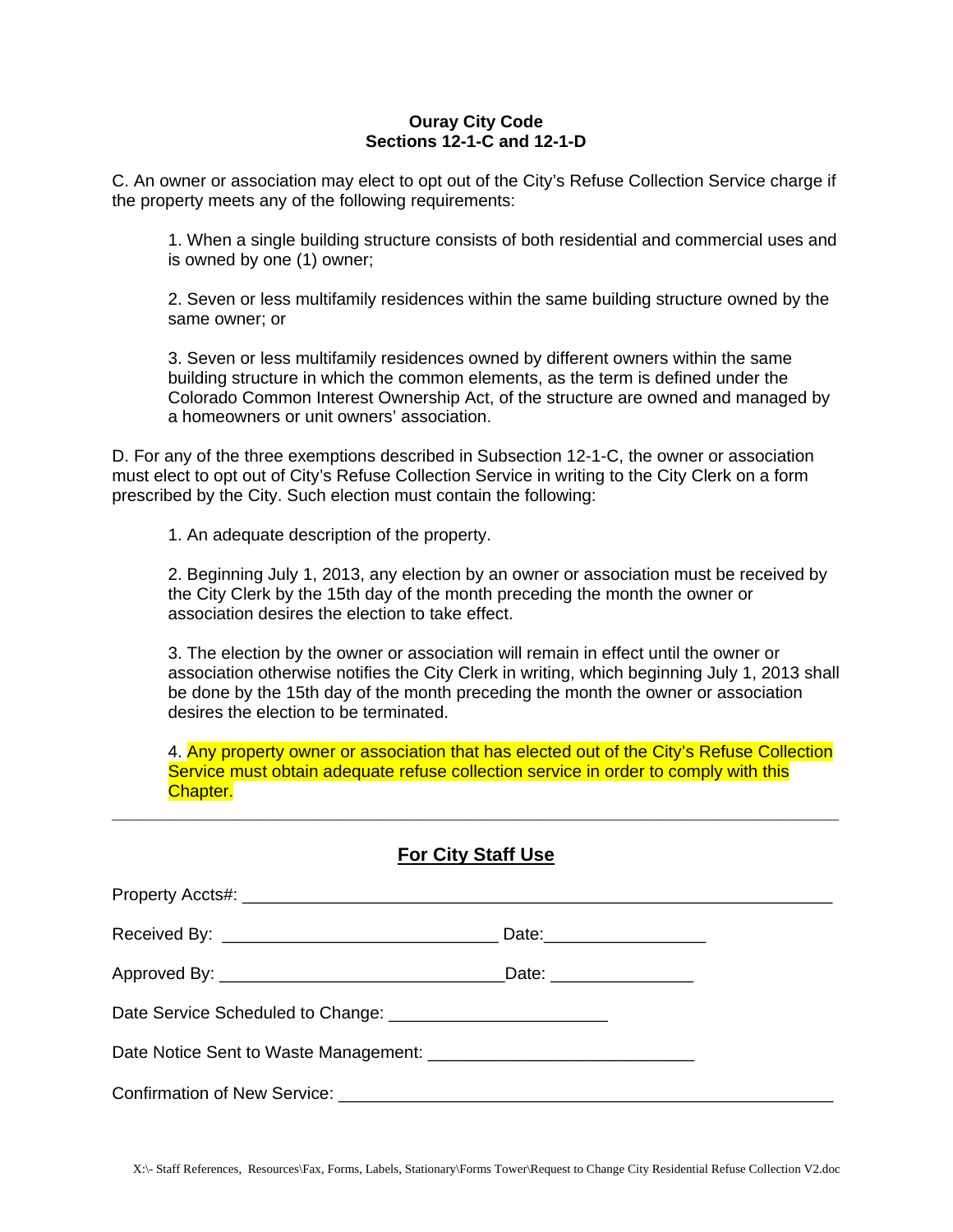**Ouray City Code**
**Sections 12-1-C and 12-1-D**

C. An owner or association may elect to opt out of the City's Refuse Collection Service charge if the property meets any of the following requirements:

1. When a single building structure consists of both residential and commercial uses and is owned by one (1) owner;

2. Seven or less multifamily residences within the same building structure owned by the same owner; or

3. Seven or less multifamily residences owned by different owners within the same building structure in which the common elements, as the term is defined under the Colorado Common Interest Ownership Act, of the structure are owned and managed by a homeowners or unit owners' association.

D. For any of the three exemptions described in Subsection 12-1-C, the owner or association must elect to opt out of City's Refuse Collection Service in writing to the City Clerk on a form prescribed by the City. Such election must contain the following:

1. An adequate description of the property.

2. Beginning July 1, 2013, any election by an owner or association must be received by the City Clerk by the 15th day of the month preceding the month the owner or association desires the election to take effect.

3. The election by the owner or association will remain in effect until the owner or association otherwise notifies the City Clerk in writing, which beginning July 1, 2013 shall be done by the 15th day of the month preceding the month the owner or association desires the election to be terminated.

4. Any property owner or association that has elected out of the City's Refuse Collection Service must obtain adequate refuse collection service in order to comply with this Chapter.

---

## For City Staff Use

Property Accts#: ______________________________________________

Received By: ____________________________ Date:________________

Approved By: ____________________________ Date: _______________

Date Service Scheduled to Change: ______________________

Date Notice Sent to Waste Management: ___________________________

Confirmation of New Service: _______________________________________